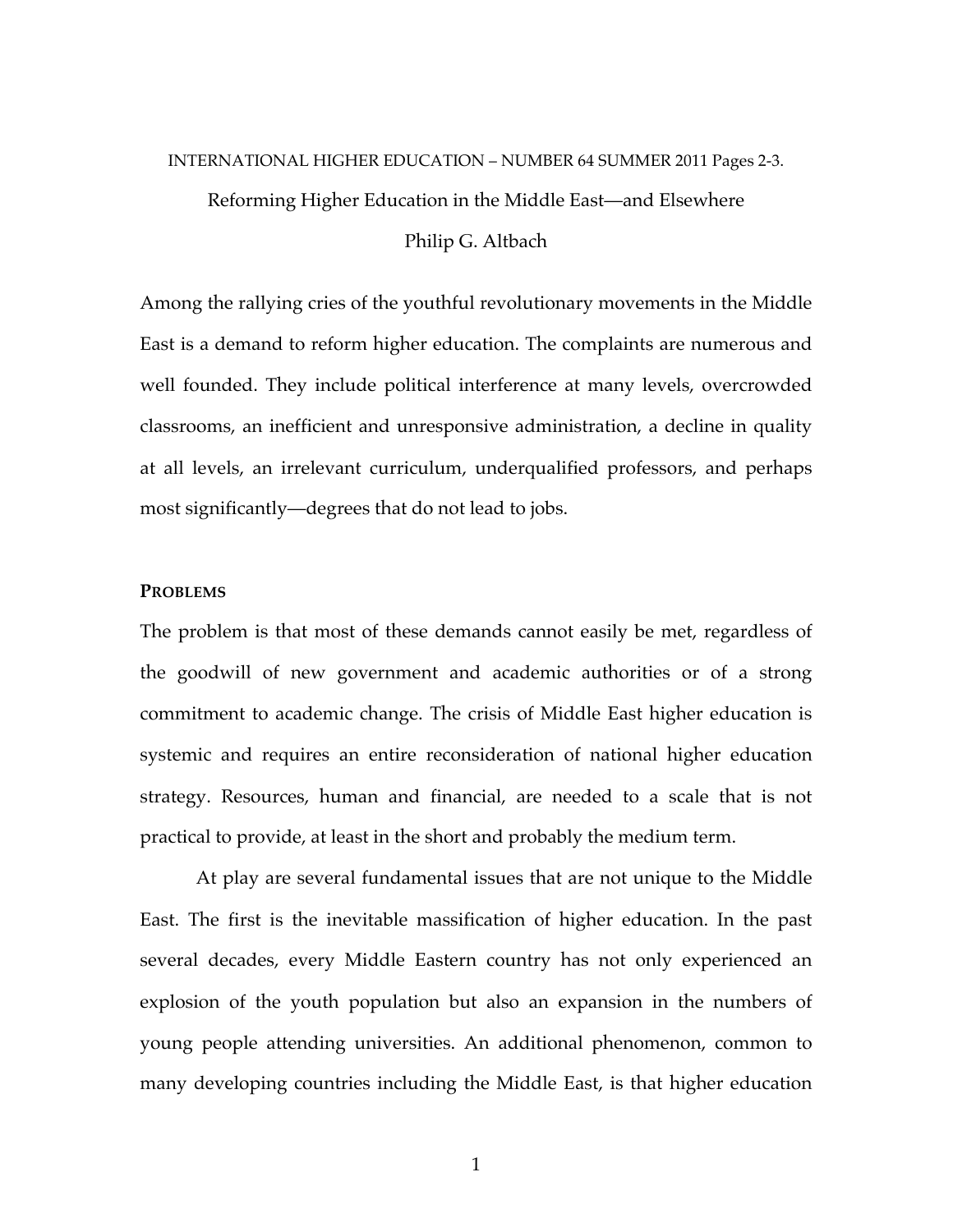INTERNATIONAL HIGHER EDUCATION – NUMBER 64 SUMMER 2011 Pages 2-3.

# Reforming Higher Education in the Middle East—and Elsewhere

Philip G. Altbach

Among the rallying cries of the youthful revolutionary movements in the Middle East is a demand to reform higher education. The complaints are numerous and well founded. They include political interference at many levels, overcrowded classrooms, an inefficient and unresponsive administration, a decline in quality at all levels, an irrelevant curriculum, underqualified professors, and perhaps most significantly—degrees that do not lead to jobs.

## PROBLEMS

The problem is that most of these demands cannot easily be met, regardless of the goodwill of new government and academic authorities or of a strong commitment to academic change. The crisis of Middle East higher education is systemic and requires an entire reconsideration of national higher education strategy. Resources, human and financial, are needed to a scale that is not practical to provide, at least in the short and probably the medium term.

At play are several fundamental issues that are not unique to the Middle East. The first is the inevitable massification of higher education. In the past several decades, every Middle Eastern country has not only experienced an explosion of the youth population but also an expansion in the numbers of young people attending universities. An additional phenomenon, common to many developing countries including the Middle East, is that higher education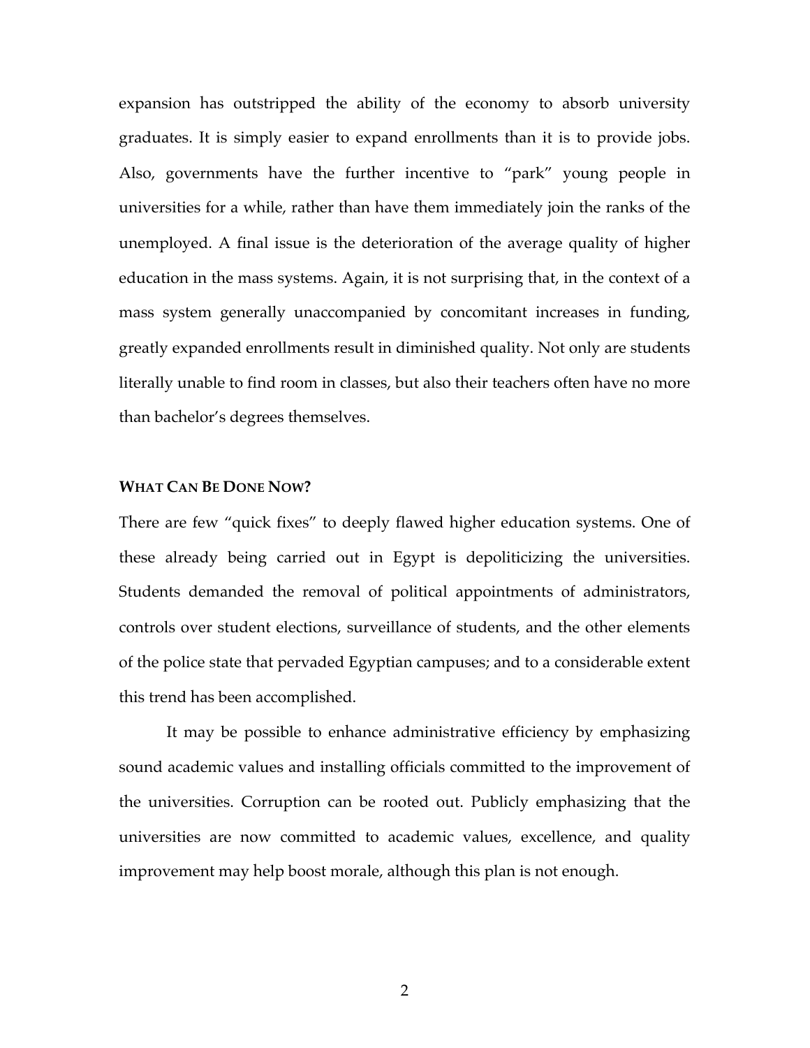expansion has outstripped the ability of the economy to absorb university graduates. It is simply easier to expand enrollments than it is to provide jobs. Also, governments have the further incentive to "park" young people in universities for a while, rather than have them immediately join the ranks of the unemployed. A final issue is the deterioration of the average quality of higher education in the mass systems. Again, it is not surprising that, in the context of a mass system generally unaccompanied by concomitant increases in funding, greatly expanded enrollments result in diminished quality. Not only are students literally unable to find room in classes, but also their teachers often have no more than bachelor's degrees themselves.

## WHAT CAN BE DONE NOW?

There are few "quick fixes" to deeply flawed higher education systems. One of these already being carried out in Egypt is depoliticizing the universities. Students demanded the removal of political appointments of administrators, controls over student elections, surveillance of students, and the other elements of the police state that pervaded Egyptian campuses; and to a considerable extent this trend has been accomplished.

It may be possible to enhance administrative efficiency by emphasizing sound academic values and installing officials committed to the improvement of the universities. Corruption can be rooted out. Publicly emphasizing that the universities are now committed to academic values, excellence, and quality improvement may help boost morale, although this plan is not enough.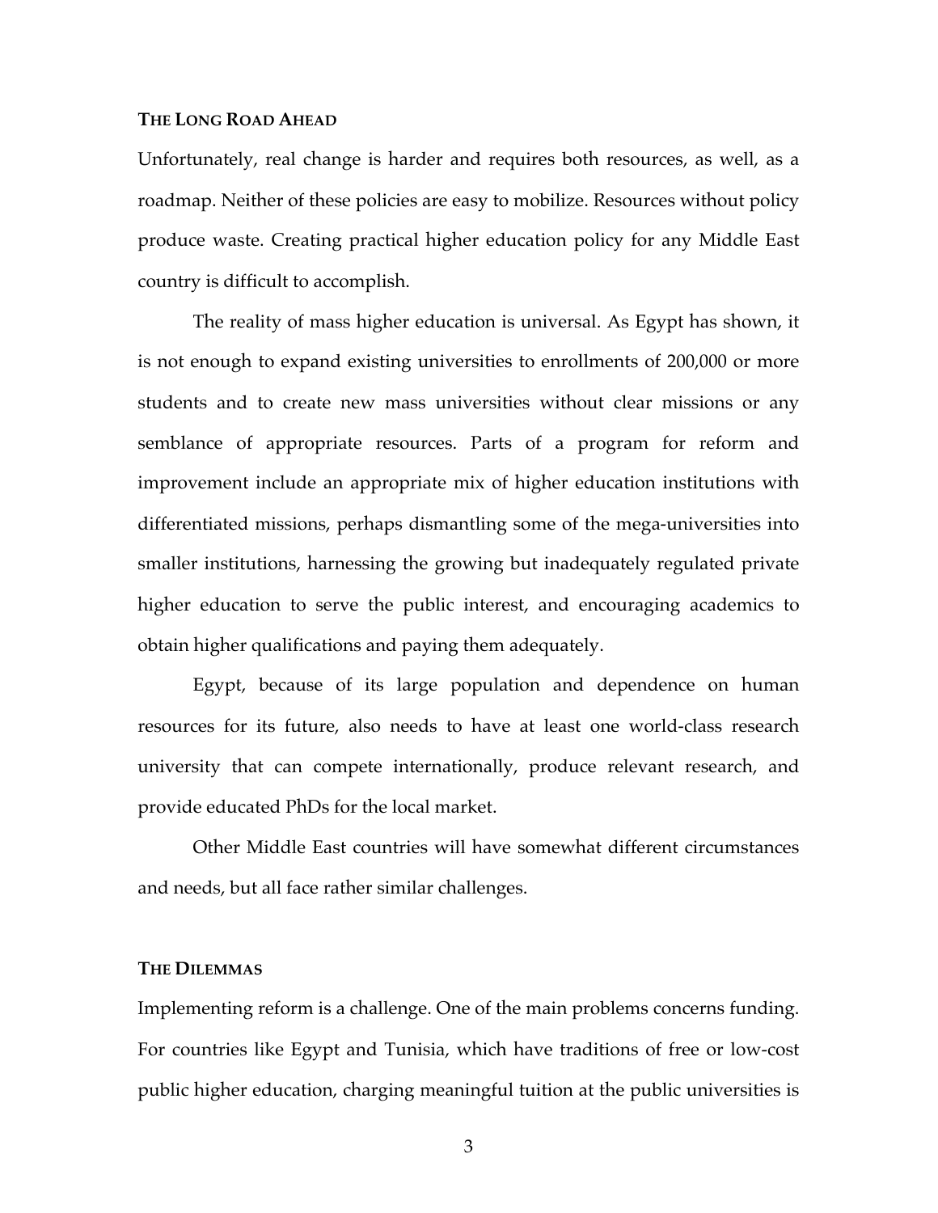## THE LONG ROAD AHEAD

Unfortunately, real change is harder and requires both resources, as well, as a roadmap. Neither of these policies are easy to mobilize. Resources without policy produce waste. Creating practical higher education policy for any Middle East country is difficult to accomplish.

The reality of mass higher education is universal. As Egypt has shown, it is not enough to expand existing universities to enrollments of 200,000 or more students and to create new mass universities without clear missions or any semblance of appropriate resources. Parts of a program for reform and improvement include an appropriate mix of higher education institutions with differentiated missions, perhaps dismantling some of the mega-universities into smaller institutions, harnessing the growing but inadequately regulated private higher education to serve the public interest, and encouraging academics to obtain higher qualifications and paying them adequately.

Egypt, because of its large population and dependence on human resources for its future, also needs to have at least one world-class research university that can compete internationally, produce relevant research, and provide educated PhDs for the local market.

Other Middle East countries will have somewhat different circumstances and needs, but all face rather similar challenges.

## THE DILEMMAS

Implementing reform is a challenge. One of the main problems concerns funding. For countries like Egypt and Tunisia, which have traditions of free or low-cost public higher education, charging meaningful tuition at the public universities is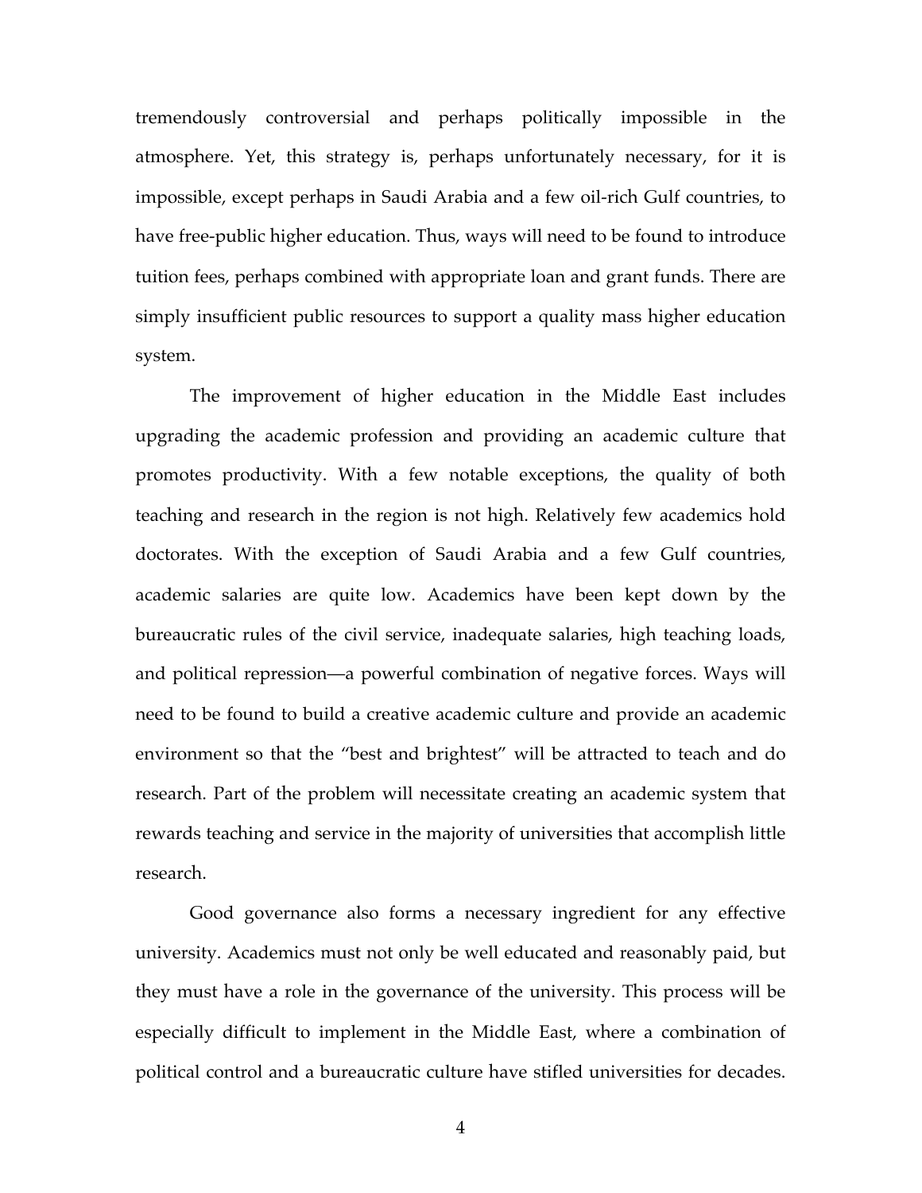tremendously controversial and perhaps politically impossible in the atmosphere. Yet, this strategy is, perhaps unfortunately necessary, for it is impossible, except perhaps in Saudi Arabia and a few oil-rich Gulf countries, to have free-public higher education. Thus, ways will need to be found to introduce tuition fees, perhaps combined with appropriate loan and grant funds. There are simply insufficient public resources to support a quality mass higher education system.

The improvement of higher education in the Middle East includes upgrading the academic profession and providing an academic culture that promotes productivity. With a few notable exceptions, the quality of both teaching and research in the region is not high. Relatively few academics hold doctorates. With the exception of Saudi Arabia and a few Gulf countries, academic salaries are quite low. Academics have been kept down by the bureaucratic rules of the civil service, inadequate salaries, high teaching loads, and political repression—a powerful combination of negative forces. Ways will need to be found to build a creative academic culture and provide an academic environment so that the "best and brightest" will be attracted to teach and do research. Part of the problem will necessitate creating an academic system that rewards teaching and service in the majority of universities that accomplish little research.

Good governance also forms a necessary ingredient for any effective university. Academics must not only be well educated and reasonably paid, but they must have a role in the governance of the university. This process will be especially difficult to implement in the Middle East, where a combination of political control and a bureaucratic culture have stifled universities for decades.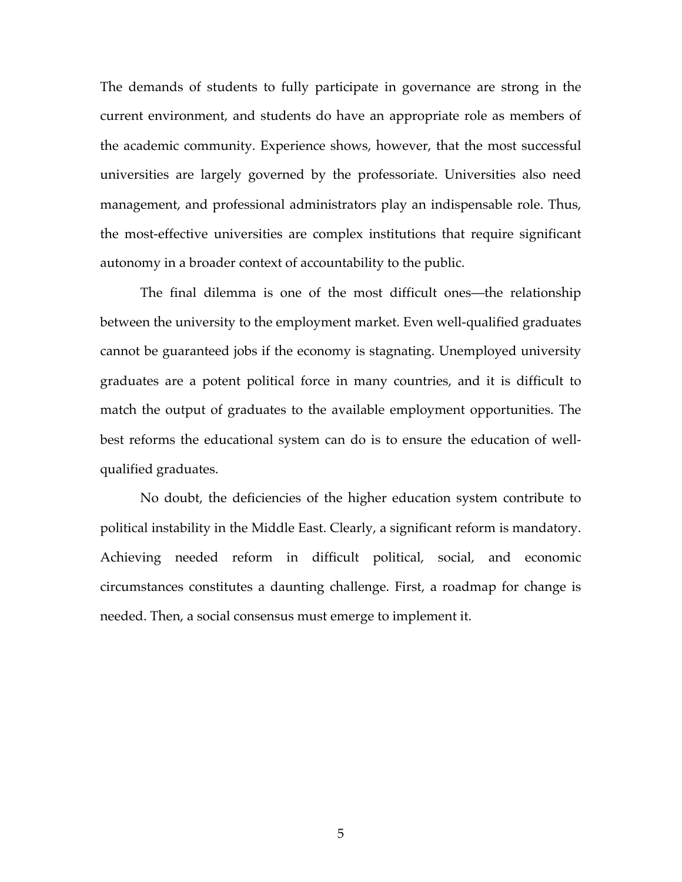The demands of students to fully participate in governance are strong in the current environment, and students do have an appropriate role as members of the academic community. Experience shows, however, that the most successful universities are largely governed by the professoriate. Universities also need management, and professional administrators play an indispensable role. Thus, the most-effective universities are complex institutions that require significant autonomy in a broader context of accountability to the public.

The final dilemma is one of the most difficult ones—the relationship between the university to the employment market. Even well-qualified graduates cannot be guaranteed jobs if the economy is stagnating. Unemployed university graduates are a potent political force in many countries, and it is difficult to match the output of graduates to the available employment opportunities. The best reforms the educational system can do is to ensure the education of well-qualified graduates.

No doubt, the deficiencies of the higher education system contribute to political instability in the Middle East. Clearly, a significant reform is mandatory. Achieving needed reform in difficult political, social, and economic circumstances constitutes a daunting challenge. First, a roadmap for change is needed. Then, a social consensus must emerge to implement it.